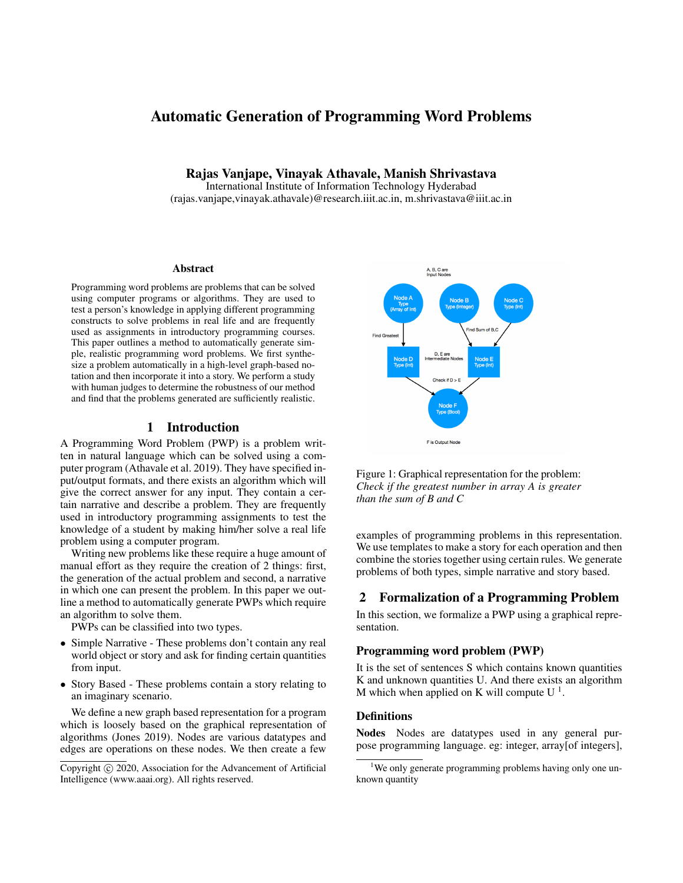# Automatic Generation of Programming Word Problems

**Rajas Vanjape, Vinayak Athavale, Manish Shrivastava**
International Institute of Information Technology Hyderabad
(rajas.vanjape,vinayak.athavale)@research.iiit.ac.in, m.shrivastava@iiit.ac.in

### Abstract

Programming word problems are problems that can be solved using computer programs or algorithms. They are used to test a person's knowledge in applying different programming constructs to solve problems in real life and are frequently used as assignments in introductory programming courses. This paper outlines a method to automatically generate simple, realistic programming word problems. We first synthesize a problem automatically in a high-level graph-based notation and then incorporate it into a story. We perform a study with human judges to determine the robustness of our method and find that the problems generated are sufficiently realistic.

## 1 Introduction

A Programming Word Problem (PWP) is a problem written in natural language which can be solved using a computer program (Athavale et al. 2019). They have specified input/output formats, and there exists an algorithm which will give the correct answer for any input. They contain a certain narrative and describe a problem. They are frequently used in introductory programming assignments to test the knowledge of a student by making him/her solve a real life problem using a computer program.

Writing new problems like these require a huge amount of manual effort as they require the creation of 2 things: first, the generation of the actual problem and second, a narrative in which one can present the problem. In this paper we outline a method to automatically generate PWPs which require an algorithm to solve them.

PWPs can be classified into two types.

- Simple Narrative - These problems don't contain any real world object or story and ask for finding certain quantities from input.
- Story Based - These problems contain a story relating to an imaginary scenario.

We define a new graph based representation for a program which is loosely based on the graphical representation of algorithms (Jones 2019). Nodes are various datatypes and edges are operations on these nodes. We then create a few examples of programming problems in this representation. We use templates to make a story for each operation and then combine the stories together using certain rules. We generate problems of both types, simple narrative and story based.

Figure 1: Graphical representation for the problem: *Check if the greatest number in array A is greater than the sum of B and C*

## 2 Formalization of a Programming Problem

In this section, we formalize a PWP using a graphical representation.

### Programming word problem (PWP)

It is the set of sentences S which contains known quantities K and unknown quantities U. And there exists an algorithm M which when applied on K will compute U [1].

### Definitions

**Nodes** Nodes are datatypes used in any general purpose programming language. eg: integer, array[of integers],

[1] We only generate programming problems having only one unknown quantity

Copyright © 2020, Association for the Advancement of Artificial Intelligence (www.aaai.org). All rights reserved.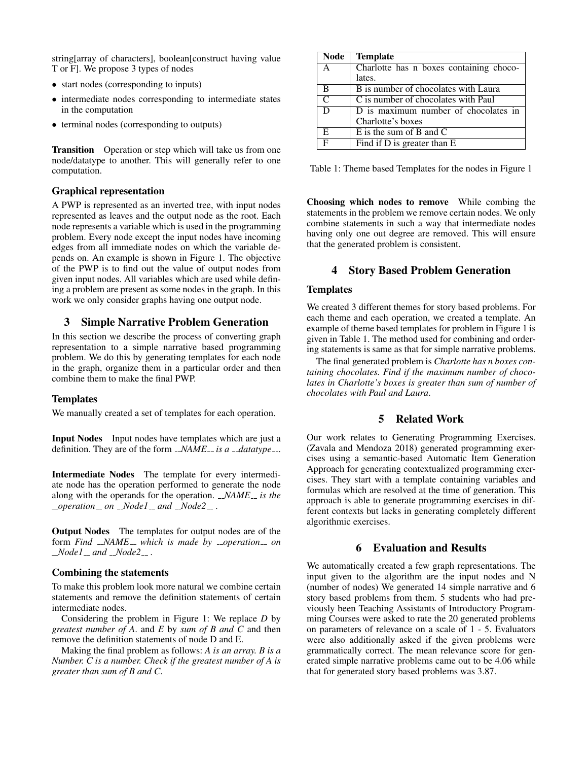string[array of characters], boolean[construct having value T or F]. We propose 3 types of nodes

- start nodes (corresponding to inputs)
- intermediate nodes corresponding to intermediate states in the computation
- terminal nodes (corresponding to outputs)

**Transition** Operation or step which will take us from one node/datatype to another. This will generally refer to one computation.

### Graphical representation

A PWP is represented as an inverted tree, with input nodes represented as leaves and the output node as the root. Each node represents a variable which is used in the programming problem. Every node except the input nodes have incoming edges from all immediate nodes on which the variable depends on. An example is shown in Figure 1. The objective of the PWP is to find out the value of output nodes from given input nodes. All variables which are used while defining a problem are present as some nodes in the graph. In this work we only consider graphs having one output node.

## 3 Simple Narrative Problem Generation

In this section we describe the process of converting graph representation to a simple narrative based programming problem. We do this by generating templates for each node in the graph, organize them in a particular order and then combine them to make the final PWP.

### Templates

We manually created a set of templates for each operation.

**Input Nodes** Input nodes have templates which are just a definition. They are of the form *__NAME__ is a __datatype__*.

**Intermediate Nodes** The template for every intermediate node has the operation performed to generate the node along with the operands for the operation. *__NAME__ is the __operation__ on __Node1__ and __Node2__* .

**Output Nodes** The templates for output nodes are of the form *Find __NAME__ which is made by __operation__ on __Node1__ and __Node2__* .

### Combining the statements

To make this problem look more natural we combine certain statements and remove the definition statements of certain intermediate nodes.

Considering the problem in Figure 1: We replace *D* by *greatest number of A*. and *E* by *sum of B and C* and then remove the definition statements of node D and E.

Making the final problem as follows: *A is an array. B is a Number. C is a number. Check if the greatest number of A is greater than sum of B and C*.

| Node | Template |
|---|---|
| A | Charlotte has n boxes containing chocolates. |
| B | B is number of chocolates with Laura |
| C | C is number of chocolates with Paul |
| D | D is maximum number of chocolates in Charlotte's boxes |
| E | E is the sum of B and C |
| F | Find if D is greater than E |

Table 1: Theme based Templates for the nodes in Figure 1

**Choosing which nodes to remove** While combing the statements in the problem we remove certain nodes. We only combine statements in such a way that intermediate nodes having only one out degree are removed. This will ensure that the generated problem is consistent.

## 4 Story Based Problem Generation

### Templates

We created 3 different themes for story based problems. For each theme and each operation, we created a template. An example of theme based templates for problem in Figure 1 is given in Table 1. The method used for combining and ordering statements is same as that for simple narrative problems.

The final generated problem is *Charlotte has n boxes containing chocolates. Find if the maximum number of chocolates in Charlotte's boxes is greater than sum of number of chocolates with Paul and Laura.*

## 5 Related Work

Our work relates to Generating Programming Exercises. (Zavala and Mendoza 2018) generated programming exercises using a semantic-based Automatic Item Generation Approach for generating contextualized programming exercises. They start with a template containing variables and formulas which are resolved at the time of generation. This approach is able to generate programming exercises in different contexts but lacks in generating completely different algorithmic exercises.

## 6 Evaluation and Results

We automatically created a few graph representations. The input given to the algorithm are the input nodes and N (number of nodes) We generated 14 simple narrative and 6 story based problems from them. 5 students who had previously been Teaching Assistants of Introductory Programming Courses were asked to rate the 20 generated problems on parameters of relevance on a scale of 1 - 5. Evaluators were also additionally asked if the given problems were grammatically correct. The mean relevance score for generated simple narrative problems came out to be 4.06 while that for generated story based problems was 3.87.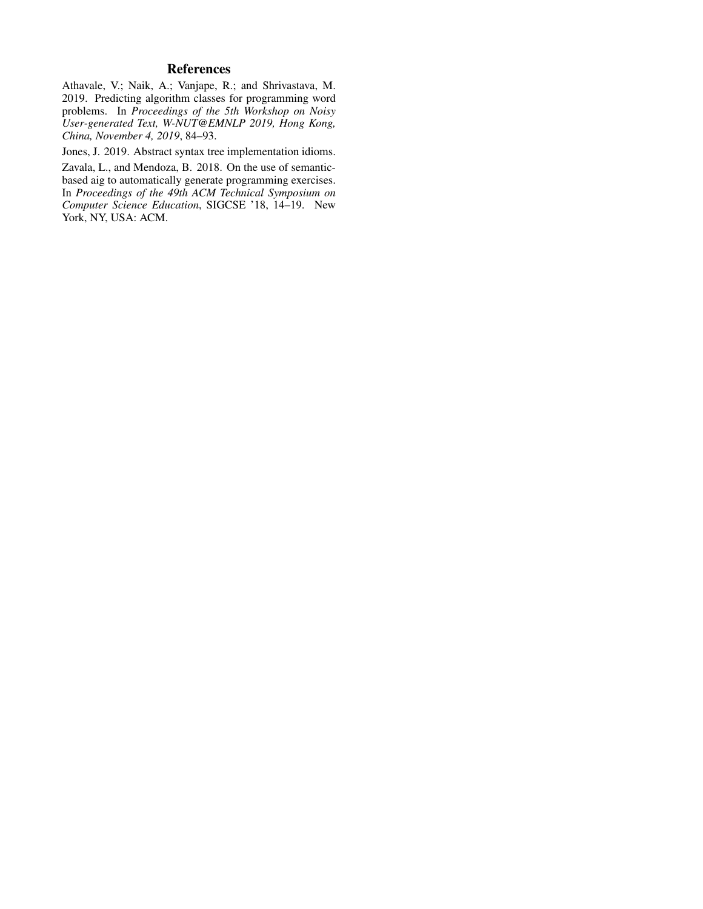## References

Athavale, V.; Naik, A.; Vanjape, R.; and Shrivastava, M. 2019. Predicting algorithm classes for programming word problems. In *Proceedings of the 5th Workshop on Noisy User-generated Text, W-NUT@EMNLP 2019, Hong Kong, China, November 4, 2019*, 84–93.

Jones, J. 2019. Abstract syntax tree implementation idioms.

Zavala, L., and Mendoza, B. 2018. On the use of semantic-based aig to automatically generate programming exercises. In *Proceedings of the 49th ACM Technical Symposium on Computer Science Education*, SIGCSE '18, 14–19. New York, NY, USA: ACM.